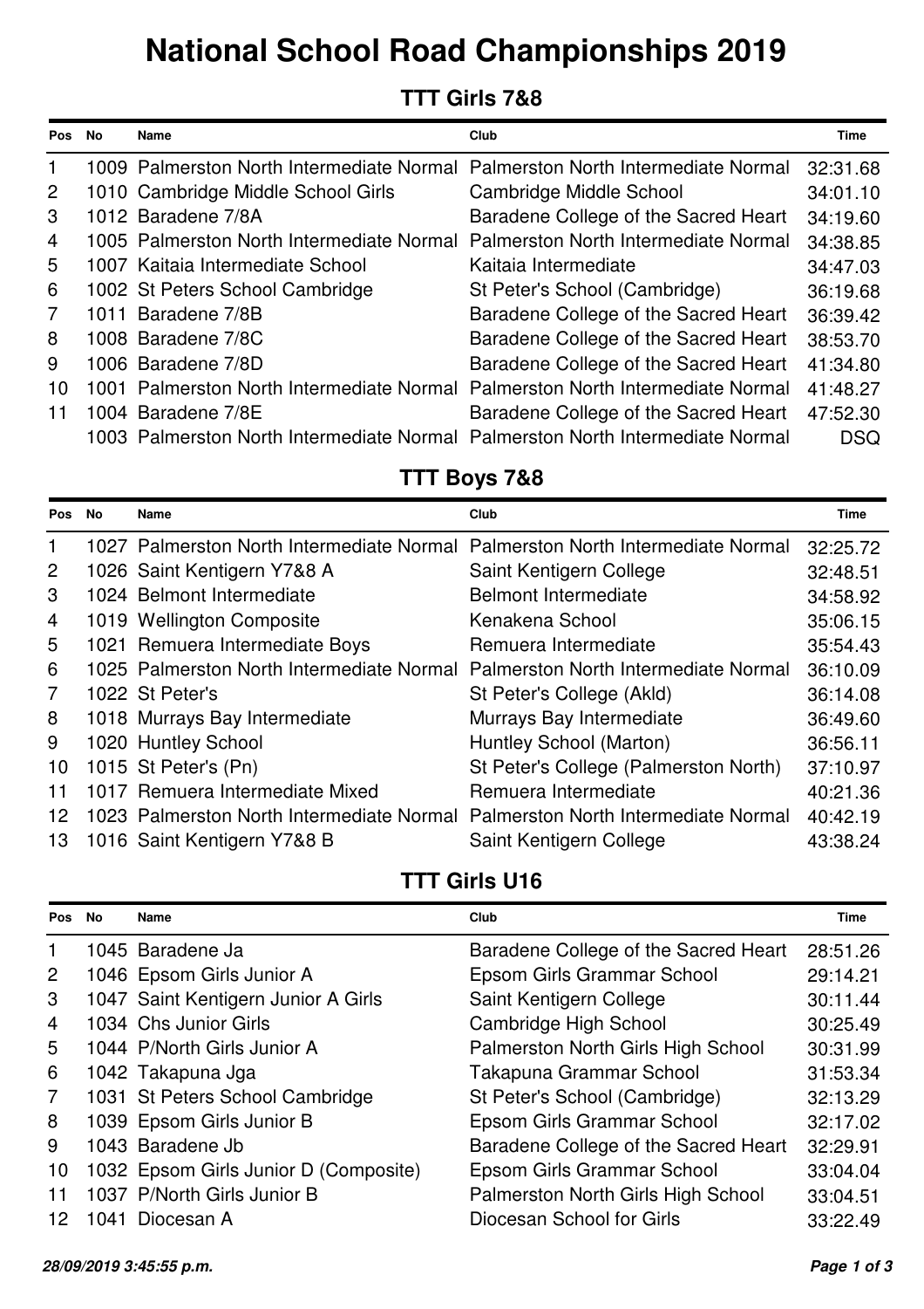# National School Road Championships 2019

## TTT Girls 7&8

| Pos | No | Name | Club | Time |
|---|---|---|---|---|
| 1 | 1009 | Palmerston North Intermediate Normal | Palmerston North Intermediate Normal | 32:31.68 |
| 2 | 1010 | Cambridge Middle School Girls | Cambridge Middle School | 34:01.10 |
| 3 | 1012 | Baradene 7/8A | Baradene College of the Sacred Heart | 34:19.60 |
| 4 | 1005 | Palmerston North Intermediate Normal | Palmerston North Intermediate Normal | 34:38.85 |
| 5 | 1007 | Kaitaia Intermediate School | Kaitaia Intermediate | 34:47.03 |
| 6 | 1002 | St Peters School Cambridge | St Peter's School (Cambridge) | 36:19.68 |
| 7 | 1011 | Baradene 7/8B | Baradene College of the Sacred Heart | 36:39.42 |
| 8 | 1008 | Baradene 7/8C | Baradene College of the Sacred Heart | 38:53.70 |
| 9 | 1006 | Baradene 7/8D | Baradene College of the Sacred Heart | 41:34.80 |
| 10 | 1001 | Palmerston North Intermediate Normal | Palmerston North Intermediate Normal | 41:48.27 |
| 11 | 1004 | Baradene 7/8E | Baradene College of the Sacred Heart | 47:52.30 |
| | 1003 | Palmerston North Intermediate Normal | Palmerston North Intermediate Normal | DSQ |

## TTT Boys 7&8

| Pos | No | Name | Club | Time |
|---|---|---|---|---|
| 1 | 1027 | Palmerston North Intermediate Normal | Palmerston North Intermediate Normal | 32:25.72 |
| 2 | 1026 | Saint Kentigern Y7&8 A | Saint Kentigern College | 32:48.51 |
| 3 | 1024 | Belmont Intermediate | Belmont Intermediate | 34:58.92 |
| 4 | 1019 | Wellington Composite | Kenakena School | 35:06.15 |
| 5 | 1021 | Remuera Intermediate Boys | Remuera Intermediate | 35:54.43 |
| 6 | 1025 | Palmerston North Intermediate Normal | Palmerston North Intermediate Normal | 36:10.09 |
| 7 | 1022 | St Peter's | St Peter's College (Akld) | 36:14.08 |
| 8 | 1018 | Murrays Bay Intermediate | Murrays Bay Intermediate | 36:49.60 |
| 9 | 1020 | Huntley School | Huntley School (Marton) | 36:56.11 |
| 10 | 1015 | St Peter's (Pn) | St Peter's College (Palmerston North) | 37:10.97 |
| 11 | 1017 | Remuera Intermediate Mixed | Remuera Intermediate | 40:21.36 |
| 12 | 1023 | Palmerston North Intermediate Normal | Palmerston North Intermediate Normal | 40:42.19 |
| 13 | 1016 | Saint Kentigern Y7&8 B | Saint Kentigern College | 43:38.24 |

## TTT Girls U16

| Pos | No | Name | Club | Time |
|---|---|---|---|---|
| 1 | 1045 | Baradene Ja | Baradene College of the Sacred Heart | 28:51.26 |
| 2 | 1046 | Epsom Girls Junior A | Epsom Girls Grammar School | 29:14.21 |
| 3 | 1047 | Saint Kentigern Junior A Girls | Saint Kentigern College | 30:11.44 |
| 4 | 1034 | Chs Junior Girls | Cambridge High School | 30:25.49 |
| 5 | 1044 | P/North Girls Junior A | Palmerston North Girls High School | 30:31.99 |
| 6 | 1042 | Takapuna Jga | Takapuna Grammar School | 31:53.34 |
| 7 | 1031 | St Peters School Cambridge | St Peter's School (Cambridge) | 32:13.29 |
| 8 | 1039 | Epsom Girls Junior B | Epsom Girls Grammar School | 32:17.02 |
| 9 | 1043 | Baradene Jb | Baradene College of the Sacred Heart | 32:29.91 |
| 10 | 1032 | Epsom Girls Junior D (Composite) | Epsom Girls Grammar School | 33:04.04 |
| 11 | 1037 | P/North Girls Junior B | Palmerston North Girls High School | 33:04.51 |
| 12 | 1041 | Diocesan A | Diocesan School for Girls | 33:22.49 |

*28/09/2019 3:45:55 p.m.*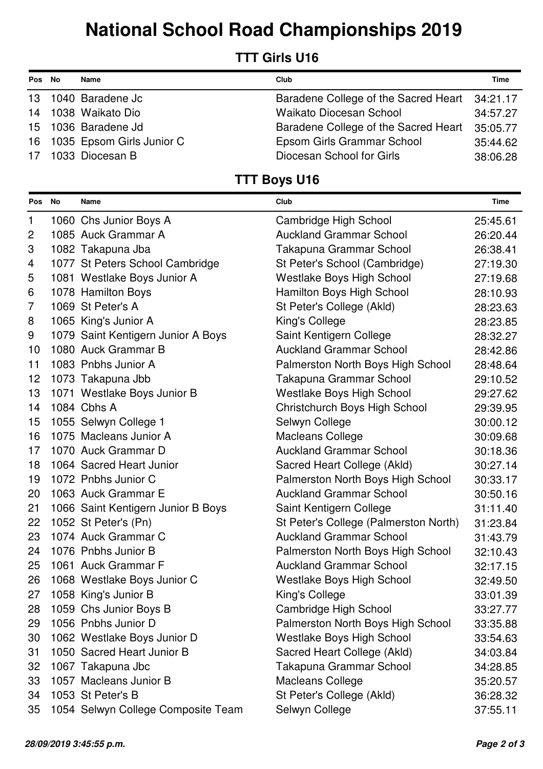# National School Road Championships 2019

## TTT Girls U16

| Pos | No | Name | Club | Time |
|---|---|---|---|---|
| 13 | 1040 | Baradene Jc | Baradene College of the Sacred Heart | 34:21.17 |
| 14 | 1038 | Waikato Dio | Waikato Diocesan School | 34:57.27 |
| 15 | 1036 | Baradene Jd | Baradene College of the Sacred Heart | 35:05.77 |
| 16 | 1035 | Epsom Girls Junior C | Epsom Girls Grammar School | 35:44.62 |
| 17 | 1033 | Diocesan B | Diocesan School for Girls | 38:06.28 |

## TTT Boys U16

| Pos | No | Name | Club | Time |
|---|---|---|---|---|
| 1 | 1060 | Chs Junior Boys A | Cambridge High School | 25:45.61 |
| 2 | 1085 | Auck Grammar A | Auckland Grammar School | 26:20.44 |
| 3 | 1082 | Takapuna Jba | Takapuna Grammar School | 26:38.41 |
| 4 | 1077 | St Peters School Cambridge | St Peter's School (Cambridge) | 27:19.30 |
| 5 | 1081 | Westlake Boys Junior A | Westlake Boys High School | 27:19.68 |
| 6 | 1078 | Hamilton Boys | Hamilton Boys High School | 28:10.93 |
| 7 | 1069 | St Peter's A | St Peter's College (Akld) | 28:23.63 |
| 8 | 1065 | King's Junior A | King's College | 28:23.85 |
| 9 | 1079 | Saint Kentigern Junior A Boys | Saint Kentigern College | 28:32.27 |
| 10 | 1080 | Auck Grammar B | Auckland Grammar School | 28:42.86 |
| 11 | 1083 | Pnbhs Junior A | Palmerston North Boys High School | 28:48.64 |
| 12 | 1073 | Takapuna Jbb | Takapuna Grammar School | 29:10.52 |
| 13 | 1071 | Westlake Boys Junior B | Westlake Boys High School | 29:27.62 |
| 14 | 1084 | Cbhs A | Christchurch Boys High School | 29:39.95 |
| 15 | 1055 | Selwyn College 1 | Selwyn College | 30:00.12 |
| 16 | 1075 | Macleans Junior A | Macleans College | 30:09.68 |
| 17 | 1070 | Auck Grammar D | Auckland Grammar School | 30:18.36 |
| 18 | 1064 | Sacred Heart Junior | Sacred Heart College (Akld) | 30:27.14 |
| 19 | 1072 | Pnbhs Junior C | Palmerston North Boys High School | 30:33.17 |
| 20 | 1063 | Auck Grammar E | Auckland Grammar School | 30:50.16 |
| 21 | 1066 | Saint Kentigern Junior B Boys | Saint Kentigern College | 31:11.40 |
| 22 | 1052 | St Peter's (Pn) | St Peter's College (Palmerston North) | 31:23.84 |
| 23 | 1074 | Auck Grammar C | Auckland Grammar School | 31:43.79 |
| 24 | 1076 | Pnbhs Junior B | Palmerston North Boys High School | 32:10.43 |
| 25 | 1061 | Auck Grammar F | Auckland Grammar School | 32:17.15 |
| 26 | 1068 | Westlake Boys Junior C | Westlake Boys High School | 32:49.50 |
| 27 | 1058 | King's Junior B | King's College | 33:01.39 |
| 28 | 1059 | Chs Junior Boys B | Cambridge High School | 33:27.77 |
| 29 | 1056 | Pnbhs Junior D | Palmerston North Boys High School | 33:35.88 |
| 30 | 1062 | Westlake Boys Junior D | Westlake Boys High School | 33:54.63 |
| 31 | 1050 | Sacred Heart Junior B | Sacred Heart College (Akld) | 34:03.84 |
| 32 | 1067 | Takapuna Jbc | Takapuna Grammar School | 34:28.85 |
| 33 | 1057 | Macleans Junior B | Macleans College | 35:20.57 |
| 34 | 1053 | St Peter's B | St Peter's College (Akld) | 36:28.32 |
| 35 | 1054 | Selwyn College Composite Team | Selwyn College | 37:55.11 |

*28/09/2019 3:45:55 p.m.*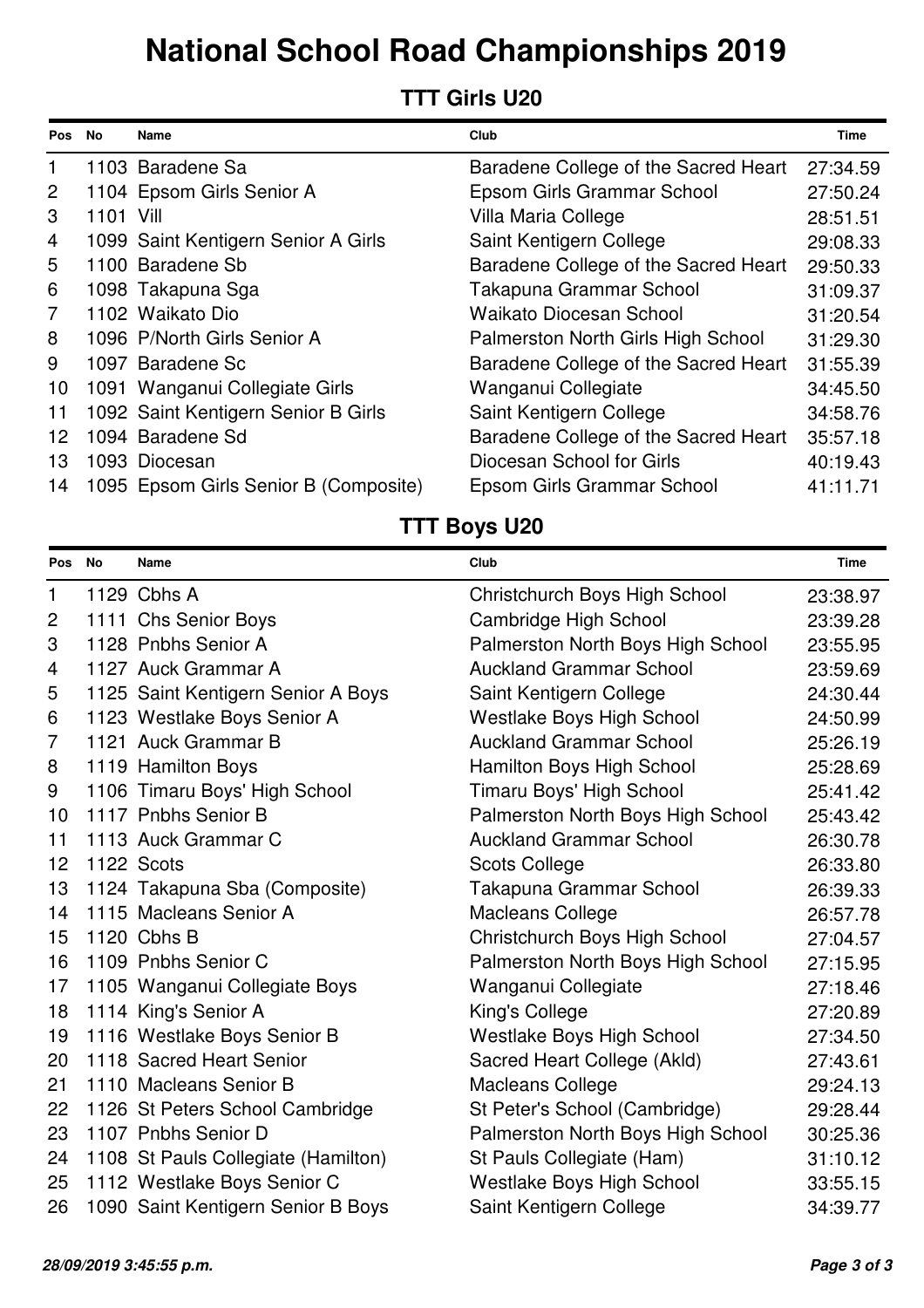# National School Road Championships 2019

## TTT Girls U20

| Pos | No | Name | Club | Time |
|---|---|---|---|---|
| 1 | 1103 | Baradene Sa | Baradene College of the Sacred Heart | 27:34.59 |
| 2 | 1104 | Epsom Girls Senior A | Epsom Girls Grammar School | 27:50.24 |
| 3 | 1101 | Vill | Villa Maria College | 28:51.51 |
| 4 | 1099 | Saint Kentigern Senior A Girls | Saint Kentigern College | 29:08.33 |
| 5 | 1100 | Baradene Sb | Baradene College of the Sacred Heart | 29:50.33 |
| 6 | 1098 | Takapuna Sga | Takapuna Grammar School | 31:09.37 |
| 7 | 1102 | Waikato Dio | Waikato Diocesan School | 31:20.54 |
| 8 | 1096 | P/North Girls Senior A | Palmerston North Girls High School | 31:29.30 |
| 9 | 1097 | Baradene Sc | Baradene College of the Sacred Heart | 31:55.39 |
| 10 | 1091 | Wanganui Collegiate Girls | Wanganui Collegiate | 34:45.50 |
| 11 | 1092 | Saint Kentigern Senior B Girls | Saint Kentigern College | 34:58.76 |
| 12 | 1094 | Baradene Sd | Baradene College of the Sacred Heart | 35:57.18 |
| 13 | 1093 | Diocesan | Diocesan School for Girls | 40:19.43 |
| 14 | 1095 | Epsom Girls Senior B (Composite) | Epsom Girls Grammar School | 41:11.71 |

## TTT Boys U20

| Pos | No | Name | Club | Time |
|---|---|---|---|---|
| 1 | 1129 | Cbhs A | Christchurch Boys High School | 23:38.97 |
| 2 | 1111 | Chs Senior Boys | Cambridge High School | 23:39.28 |
| 3 | 1128 | Pnbhs Senior A | Palmerston North Boys High School | 23:55.95 |
| 4 | 1127 | Auck Grammar A | Auckland Grammar School | 23:59.69 |
| 5 | 1125 | Saint Kentigern Senior A Boys | Saint Kentigern College | 24:30.44 |
| 6 | 1123 | Westlake Boys Senior A | Westlake Boys High School | 24:50.99 |
| 7 | 1121 | Auck Grammar B | Auckland Grammar School | 25:26.19 |
| 8 | 1119 | Hamilton Boys | Hamilton Boys High School | 25:28.69 |
| 9 | 1106 | Timaru Boys' High School | Timaru Boys' High School | 25:41.42 |
| 10 | 1117 | Pnbhs Senior B | Palmerston North Boys High School | 25:43.42 |
| 11 | 1113 | Auck Grammar C | Auckland Grammar School | 26:30.78 |
| 12 | 1122 | Scots | Scots College | 26:33.80 |
| 13 | 1124 | Takapuna Sba (Composite) | Takapuna Grammar School | 26:39.33 |
| 14 | 1115 | Macleans Senior A | Macleans College | 26:57.78 |
| 15 | 1120 | Cbhs B | Christchurch Boys High School | 27:04.57 |
| 16 | 1109 | Pnbhs Senior C | Palmerston North Boys High School | 27:15.95 |
| 17 | 1105 | Wanganui Collegiate Boys | Wanganui Collegiate | 27:18.46 |
| 18 | 1114 | King's Senior A | King's College | 27:20.89 |
| 19 | 1116 | Westlake Boys Senior B | Westlake Boys High School | 27:34.50 |
| 20 | 1118 | Sacred Heart Senior | Sacred Heart College (Akld) | 27:43.61 |
| 21 | 1110 | Macleans Senior B | Macleans College | 29:24.13 |
| 22 | 1126 | St Peters School Cambridge | St Peter's School (Cambridge) | 29:28.44 |
| 23 | 1107 | Pnbhs Senior D | Palmerston North Boys High School | 30:25.36 |
| 24 | 1108 | St Pauls Collegiate (Hamilton) | St Pauls Collegiate (Ham) | 31:10.12 |
| 25 | 1112 | Westlake Boys Senior C | Westlake Boys High School | 33:55.15 |
| 26 | 1090 | Saint Kentigern Senior B Boys | Saint Kentigern College | 34:39.77 |

*28/09/2019 3:45:55 p.m.*